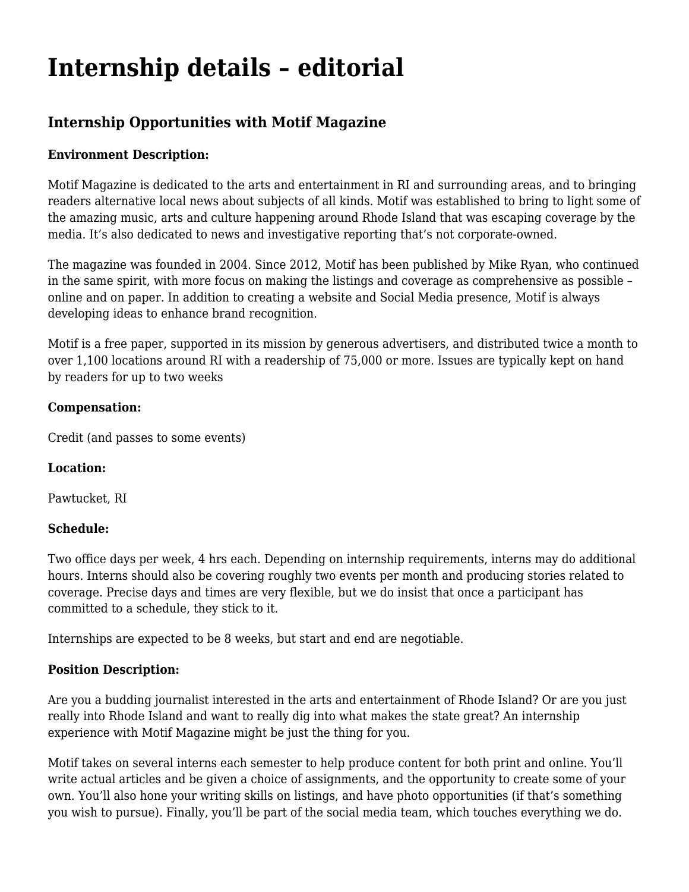# Internship details – editorial

## Internship Opportunities with Motif Magazine

**Environment Description:**

Motif Magazine is dedicated to the arts and entertainment in RI and surrounding areas, and to bringing readers alternative local news about subjects of all kinds. Motif was established to bring to light some of the amazing music, arts and culture happening around Rhode Island that was escaping coverage by the media. It's also dedicated to news and investigative reporting that's not corporate-owned.

The magazine was founded in 2004. Since 2012, Motif has been published by Mike Ryan, who continued in the same spirit, with more focus on making the listings and coverage as comprehensive as possible – online and on paper. In addition to creating a website and Social Media presence, Motif is always developing ideas to enhance brand recognition.

Motif is a free paper, supported in its mission by generous advertisers, and distributed twice a month to over 1,100 locations around RI with a readership of 75,000 or more. Issues are typically kept on hand by readers for up to two weeks

**Compensation:**

Credit (and passes to some events)

**Location:**

Pawtucket, RI

**Schedule:**

Two office days per week, 4 hrs each. Depending on internship requirements, interns may do additional hours. Interns should also be covering roughly two events per month and producing stories related to coverage. Precise days and times are very flexible, but we do insist that once a participant has committed to a schedule, they stick to it.

Internships are expected to be 8 weeks, but start and end are negotiable.

**Position Description:**

Are you a budding journalist interested in the arts and entertainment of Rhode Island? Or are you just really into Rhode Island and want to really dig into what makes the state great? An internship experience with Motif Magazine might be just the thing for you.

Motif takes on several interns each semester to help produce content for both print and online. You'll write actual articles and be given a choice of assignments, and the opportunity to create some of your own. You'll also hone your writing skills on listings, and have photo opportunities (if that's something you wish to pursue). Finally, you'll be part of the social media team, which touches everything we do.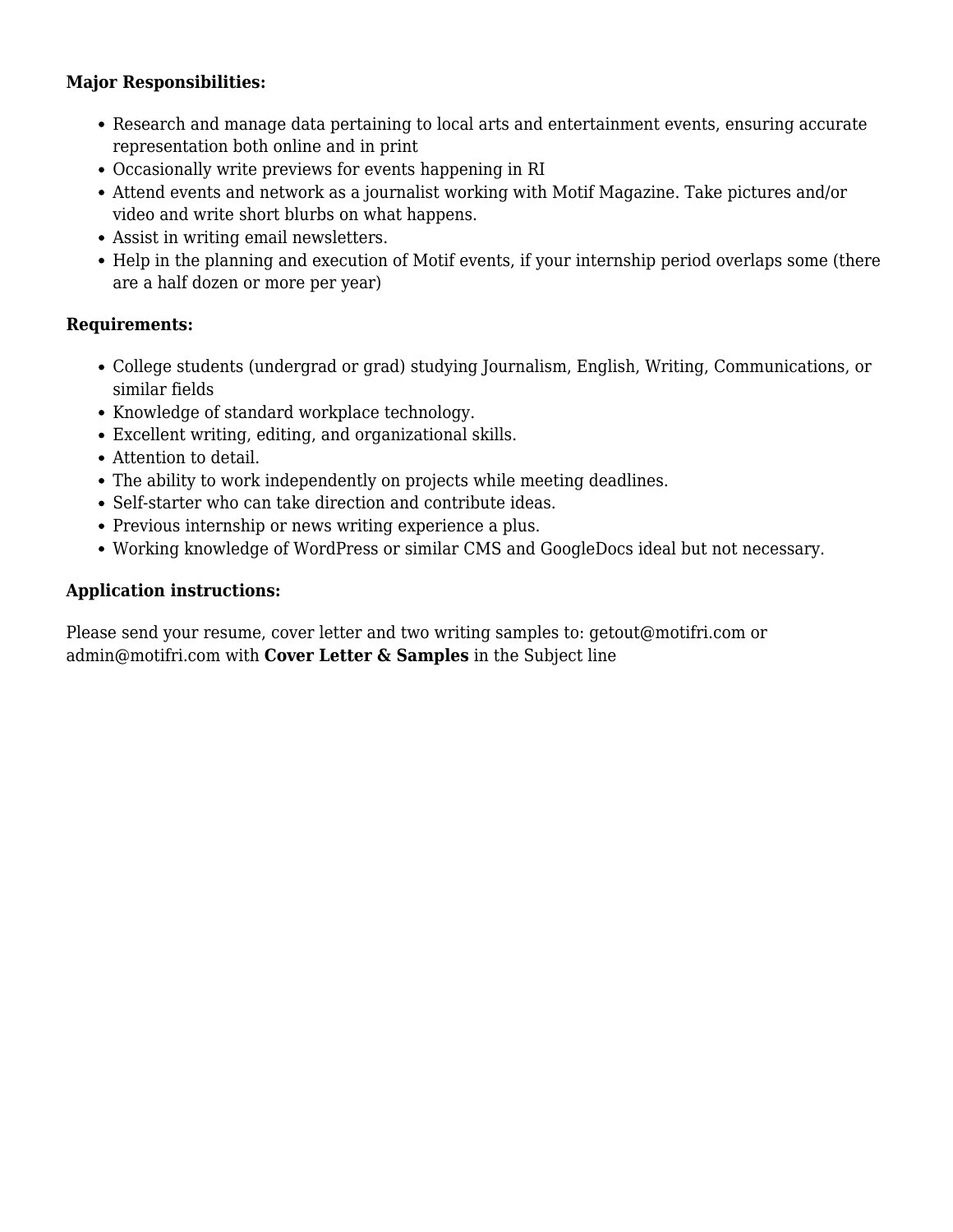**Major Responsibilities:**

- Research and manage data pertaining to local arts and entertainment events, ensuring accurate representation both online and in print
- Occasionally write previews for events happening in RI
- Attend events and network as a journalist working with Motif Magazine. Take pictures and/or video and write short blurbs on what happens.
- Assist in writing email newsletters.
- Help in the planning and execution of Motif events, if your internship period overlaps some (there are a half dozen or more per year)

**Requirements:**

- College students (undergrad or grad) studying Journalism, English, Writing, Communications, or similar fields
- Knowledge of standard workplace technology.
- Excellent writing, editing, and organizational skills.
- Attention to detail.
- The ability to work independently on projects while meeting deadlines.
- Self-starter who can take direction and contribute ideas.
- Previous internship or news writing experience a plus.
- Working knowledge of WordPress or similar CMS and GoogleDocs ideal but not necessary.

**Application instructions:**

Please send your resume, cover letter and two writing samples to: getout@motifri.com or admin@motifri.com with **Cover Letter & Samples** in the Subject line